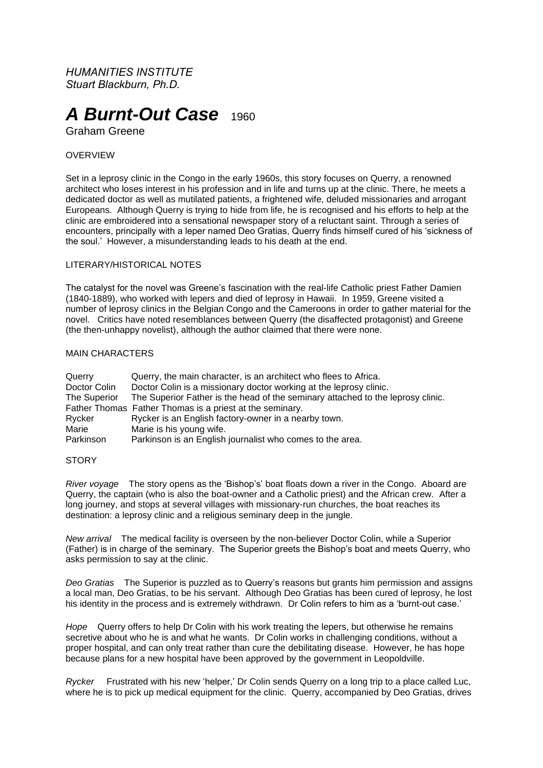*HUMANITIES INSTITUTE*
*Stuart Blackburn, Ph.D.*

# *A Burnt-Out Case* 1960

Graham Greene

OVERVIEW

Set in a leprosy clinic in the Congo in the early 1960s, this story focuses on Querry, a renowned architect who loses interest in his profession and in life and turns up at the clinic. There, he meets a dedicated doctor as well as mutilated patients, a frightened wife, deluded missionaries and arrogant Europeans. Although Querry is trying to hide from life, he is recognised and his efforts to help at the clinic are embroidered into a sensational newspaper story of a reluctant saint. Through a series of encounters, principally with a leper named Deo Gratias, Querry finds himself cured of his 'sickness of the soul.' However, a misunderstanding leads to his death at the end.

LITERARY/HISTORICAL NOTES

The catalyst for the novel was Greene's fascination with the real-life Catholic priest Father Damien (1840-1889), who worked with lepers and died of leprosy in Hawaii. In 1959, Greene visited a number of leprosy clinics in the Belgian Congo and the Cameroons in order to gather material for the novel. Critics have noted resemblances between Querry (the disaffected protagonist) and Greene (the then-unhappy novelist), although the author claimed that there were none.

MAIN CHARACTERS

| | |
|---|---|
| Querry | Querry, the main character, is an architect who flees to Africa. |
| Doctor Colin | Doctor Colin is a missionary doctor working at the leprosy clinic. |
| The Superior | The Superior Father is the head of the seminary attached to the leprosy clinic. |
| Father Thomas | Father Thomas is a priest at the seminary. |
| Rycker | Rycker is an English factory-owner in a nearby town. |
| Marie | Marie is his young wife. |
| Parkinson | Parkinson is an English journalist who comes to the area. |

STORY

*River voyage* The story opens as the 'Bishop's' boat floats down a river in the Congo. Aboard are Querry, the captain (who is also the boat-owner and a Catholic priest) and the African crew. After a long journey, and stops at several villages with missionary-run churches, the boat reaches its destination: a leprosy clinic and a religious seminary deep in the jungle.

*New arrival* The medical facility is overseen by the non-believer Doctor Colin, while a Superior (Father) is in charge of the seminary. The Superior greets the Bishop's boat and meets Querry, who asks permission to say at the clinic.

*Deo Gratias* The Superior is puzzled as to Querry's reasons but grants him permission and assigns a local man, Deo Gratias, to be his servant. Although Deo Gratias has been cured of leprosy, he lost his identity in the process and is extremely withdrawn. Dr Colin refers to him as a 'burnt-out case.'

*Hope* Querry offers to help Dr Colin with his work treating the lepers, but otherwise he remains secretive about who he is and what he wants. Dr Colin works in challenging conditions, without a proper hospital, and can only treat rather than cure the debilitating disease. However, he has hope because plans for a new hospital have been approved by the government in Leopoldville.

*Rycker* Frustrated with his new 'helper,' Dr Colin sends Querry on a long trip to a place called Luc, where he is to pick up medical equipment for the clinic. Querry, accompanied by Deo Gratias, drives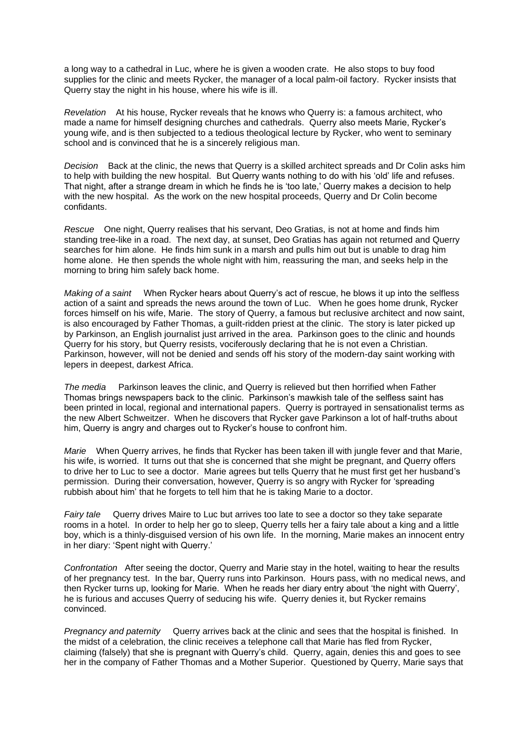a long way to a cathedral in Luc, where he is given a wooden crate. He also stops to buy food supplies for the clinic and meets Rycker, the manager of a local palm-oil factory. Rycker insists that Querry stay the night in his house, where his wife is ill.

*Revelation* At his house, Rycker reveals that he knows who Querry is: a famous architect, who made a name for himself designing churches and cathedrals. Querry also meets Marie, Rycker's young wife, and is then subjected to a tedious theological lecture by Rycker, who went to seminary school and is convinced that he is a sincerely religious man.

*Decision* Back at the clinic, the news that Querry is a skilled architect spreads and Dr Colin asks him to help with building the new hospital. But Querry wants nothing to do with his 'old' life and refuses. That night, after a strange dream in which he finds he is 'too late,' Querry makes a decision to help with the new hospital. As the work on the new hospital proceeds, Querry and Dr Colin become confidants.

*Rescue* One night, Querry realises that his servant, Deo Gratias, is not at home and finds him standing tree-like in a road. The next day, at sunset, Deo Gratias has again not returned and Querry searches for him alone. He finds him sunk in a marsh and pulls him out but is unable to drag him home alone. He then spends the whole night with him, reassuring the man, and seeks help in the morning to bring him safely back home.

*Making of a saint* When Rycker hears about Querry's act of rescue, he blows it up into the selfless action of a saint and spreads the news around the town of Luc. When he goes home drunk, Rycker forces himself on his wife, Marie. The story of Querry, a famous but reclusive architect and now saint, is also encouraged by Father Thomas, a guilt-ridden priest at the clinic. The story is later picked up by Parkinson, an English journalist just arrived in the area. Parkinson goes to the clinic and hounds Querry for his story, but Querry resists, vociferously declaring that he is not even a Christian. Parkinson, however, will not be denied and sends off his story of the modern-day saint working with lepers in deepest, darkest Africa.

*The media* Parkinson leaves the clinic, and Querry is relieved but then horrified when Father Thomas brings newspapers back to the clinic. Parkinson's mawkish tale of the selfless saint has been printed in local, regional and international papers. Querry is portrayed in sensationalist terms as the new Albert Schweitzer. When he discovers that Rycker gave Parkinson a lot of half-truths about him, Querry is angry and charges out to Rycker's house to confront him.

*Marie* When Querry arrives, he finds that Rycker has been taken ill with jungle fever and that Marie, his wife, is worried. It turns out that she is concerned that she might be pregnant, and Querry offers to drive her to Luc to see a doctor. Marie agrees but tells Querry that he must first get her husband's permission. During their conversation, however, Querry is so angry with Rycker for 'spreading rubbish about him' that he forgets to tell him that he is taking Marie to a doctor.

*Fairy tale* Querry drives Maire to Luc but arrives too late to see a doctor so they take separate rooms in a hotel. In order to help her go to sleep, Querry tells her a fairy tale about a king and a little boy, which is a thinly-disguised version of his own life. In the morning, Marie makes an innocent entry in her diary: 'Spent night with Querry.'

*Confrontation* After seeing the doctor, Querry and Marie stay in the hotel, waiting to hear the results of her pregnancy test. In the bar, Querry runs into Parkinson. Hours pass, with no medical news, and then Rycker turns up, looking for Marie. When he reads her diary entry about 'the night with Querry', he is furious and accuses Querry of seducing his wife. Querry denies it, but Rycker remains convinced.

*Pregnancy and paternity* Querry arrives back at the clinic and sees that the hospital is finished. In the midst of a celebration, the clinic receives a telephone call that Marie has fled from Rycker, claiming (falsely) that she is pregnant with Querry's child. Querry, again, denies this and goes to see her in the company of Father Thomas and a Mother Superior. Questioned by Querry, Marie says that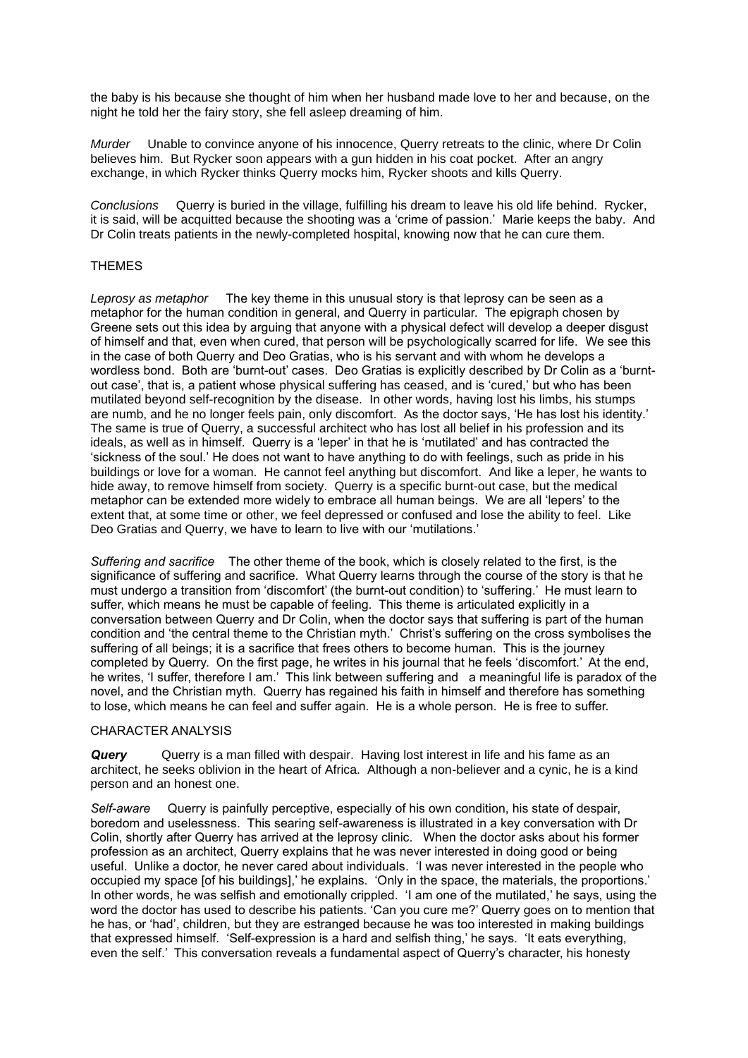the baby is his because she thought of him when her husband made love to her and because, on the night he told her the fairy story, she fell asleep dreaming of him.

*Murder* Unable to convince anyone of his innocence, Querry retreats to the clinic, where Dr Colin believes him. But Rycker soon appears with a gun hidden in his coat pocket. After an angry exchange, in which Rycker thinks Querry mocks him, Rycker shoots and kills Querry.

*Conclusions* Querry is buried in the village, fulfilling his dream to leave his old life behind. Rycker, it is said, will be acquitted because the shooting was a 'crime of passion.' Marie keeps the baby. And Dr Colin treats patients in the newly-completed hospital, knowing now that he can cure them.

THEMES

*Leprosy as metaphor* The key theme in this unusual story is that leprosy can be seen as a metaphor for the human condition in general, and Querry in particular. The epigraph chosen by Greene sets out this idea by arguing that anyone with a physical defect will develop a deeper disgust of himself and that, even when cured, that person will be psychologically scarred for life. We see this in the case of both Querry and Deo Gratias, who is his servant and with whom he develops a wordless bond. Both are 'burnt-out' cases. Deo Gratias is explicitly described by Dr Colin as a 'burnt-out case', that is, a patient whose physical suffering has ceased, and is 'cured,' but who has been mutilated beyond self-recognition by the disease. In other words, having lost his limbs, his stumps are numb, and he no longer feels pain, only discomfort. As the doctor says, 'He has lost his identity.' The same is true of Querry, a successful architect who has lost all belief in his profession and its ideals, as well as in himself. Querry is a 'leper' in that he is 'mutilated' and has contracted the 'sickness of the soul.' He does not want to have anything to do with feelings, such as pride in his buildings or love for a woman. He cannot feel anything but discomfort. And like a leper, he wants to hide away, to remove himself from society. Querry is a specific burnt-out case, but the medical metaphor can be extended more widely to embrace all human beings. We are all 'lepers' to the extent that, at some time or other, we feel depressed or confused and lose the ability to feel. Like Deo Gratias and Querry, we have to learn to live with our 'mutilations.'

*Suffering and sacrifice* The other theme of the book, which is closely related to the first, is the significance of suffering and sacrifice. What Querry learns through the course of the story is that he must undergo a transition from 'discomfort' (the burnt-out condition) to 'suffering.' He must learn to suffer, which means he must be capable of feeling. This theme is articulated explicitly in a conversation between Querry and Dr Colin, when the doctor says that suffering is part of the human condition and 'the central theme to the Christian myth.' Christ's suffering on the cross symbolises the suffering of all beings; it is a sacrifice that frees others to become human. This is the journey completed by Querry. On the first page, he writes in his journal that he feels 'discomfort.' At the end, he writes, 'I suffer, therefore I am.' This link between suffering and a meaningful life is paradox of the novel, and the Christian myth. Querry has regained his faith in himself and therefore has something to lose, which means he can feel and suffer again. He is a whole person. He is free to suffer.

CHARACTER ANALYSIS

***Query*** Querry is a man filled with despair. Having lost interest in life and his fame as an architect, he seeks oblivion in the heart of Africa. Although a non-believer and a cynic, he is a kind person and an honest one.

*Self-aware* Querry is painfully perceptive, especially of his own condition, his state of despair, boredom and uselessness. This searing self-awareness is illustrated in a key conversation with Dr Colin, shortly after Querry has arrived at the leprosy clinic. When the doctor asks about his former profession as an architect, Querry explains that he was never interested in doing good or being useful. Unlike a doctor, he never cared about individuals. 'I was never interested in the people who occupied my space [of his buildings],' he explains. 'Only in the space, the materials, the proportions.' In other words, he was selfish and emotionally crippled. 'I am one of the mutilated,' he says, using the word the doctor has used to describe his patients. 'Can you cure me?' Querry goes on to mention that he has, or 'had', children, but they are estranged because he was too interested in making buildings that expressed himself. 'Self-expression is a hard and selfish thing,' he says. 'It eats everything, even the self.' This conversation reveals a fundamental aspect of Querry's character, his honesty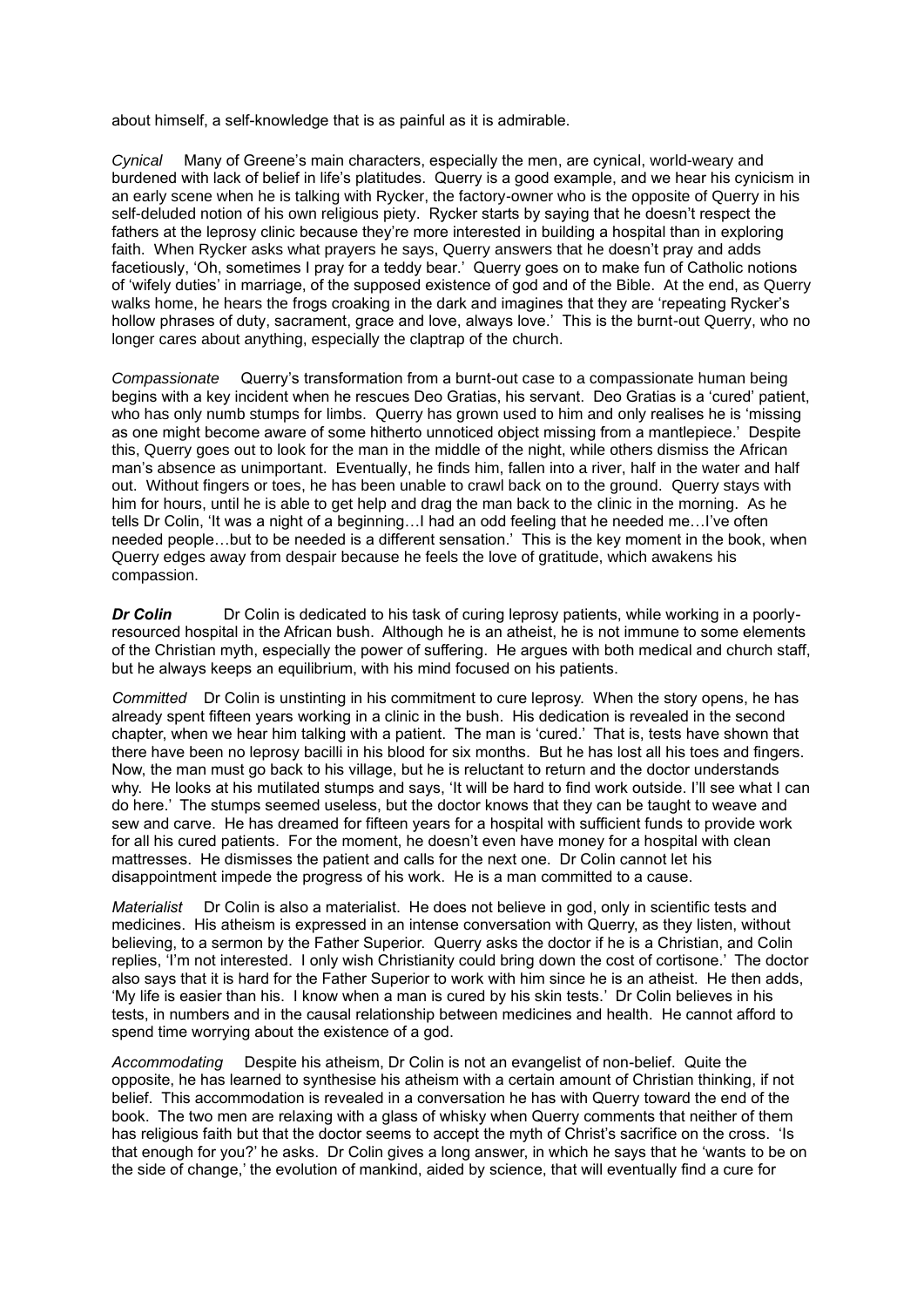about himself, a self-knowledge that is as painful as it is admirable.

*Cynical* Many of Greene's main characters, especially the men, are cynical, world-weary and burdened with lack of belief in life's platitudes. Querry is a good example, and we hear his cynicism in an early scene when he is talking with Rycker, the factory-owner who is the opposite of Querry in his self-deluded notion of his own religious piety. Rycker starts by saying that he doesn't respect the fathers at the leprosy clinic because they're more interested in building a hospital than in exploring faith. When Rycker asks what prayers he says, Querry answers that he doesn't pray and adds facetiously, 'Oh, sometimes I pray for a teddy bear.' Querry goes on to make fun of Catholic notions of 'wifely duties' in marriage, of the supposed existence of god and of the Bible. At the end, as Querry walks home, he hears the frogs croaking in the dark and imagines that they are 'repeating Rycker's hollow phrases of duty, sacrament, grace and love, always love.' This is the burnt-out Querry, who no longer cares about anything, especially the claptrap of the church.

*Compassionate* Querry's transformation from a burnt-out case to a compassionate human being begins with a key incident when he rescues Deo Gratias, his servant. Deo Gratias is a 'cured' patient, who has only numb stumps for limbs. Querry has grown used to him and only realises he is 'missing as one might become aware of some hitherto unnoticed object missing from a mantlepiece.' Despite this, Querry goes out to look for the man in the middle of the night, while others dismiss the African man's absence as unimportant. Eventually, he finds him, fallen into a river, half in the water and half out. Without fingers or toes, he has been unable to crawl back on to the ground. Querry stays with him for hours, until he is able to get help and drag the man back to the clinic in the morning. As he tells Dr Colin, 'It was a night of a beginning…I had an odd feeling that he needed me…I've often needed people…but to be needed is a different sensation.' This is the key moment in the book, when Querry edges away from despair because he feels the love of gratitude, which awakens his compassion.

***Dr Colin*** Dr Colin is dedicated to his task of curing leprosy patients, while working in a poorly-resourced hospital in the African bush. Although he is an atheist, he is not immune to some elements of the Christian myth, especially the power of suffering. He argues with both medical and church staff, but he always keeps an equilibrium, with his mind focused on his patients.

*Committed* Dr Colin is unstinting in his commitment to cure leprosy. When the story opens, he has already spent fifteen years working in a clinic in the bush. His dedication is revealed in the second chapter, when we hear him talking with a patient. The man is 'cured.' That is, tests have shown that there have been no leprosy bacilli in his blood for six months. But he has lost all his toes and fingers. Now, the man must go back to his village, but he is reluctant to return and the doctor understands why. He looks at his mutilated stumps and says, 'It will be hard to find work outside. I'll see what I can do here.' The stumps seemed useless, but the doctor knows that they can be taught to weave and sew and carve. He has dreamed for fifteen years for a hospital with sufficient funds to provide work for all his cured patients. For the moment, he doesn't even have money for a hospital with clean mattresses. He dismisses the patient and calls for the next one. Dr Colin cannot let his disappointment impede the progress of his work. He is a man committed to a cause.

*Materialist* Dr Colin is also a materialist. He does not believe in god, only in scientific tests and medicines. His atheism is expressed in an intense conversation with Querry, as they listen, without believing, to a sermon by the Father Superior. Querry asks the doctor if he is a Christian, and Colin replies, 'I'm not interested. I only wish Christianity could bring down the cost of cortisone.' The doctor also says that it is hard for the Father Superior to work with him since he is an atheist. He then adds, 'My life is easier than his. I know when a man is cured by his skin tests.' Dr Colin believes in his tests, in numbers and in the causal relationship between medicines and health. He cannot afford to spend time worrying about the existence of a god.

*Accommodating* Despite his atheism, Dr Colin is not an evangelist of non-belief. Quite the opposite, he has learned to synthesise his atheism with a certain amount of Christian thinking, if not belief. This accommodation is revealed in a conversation he has with Querry toward the end of the book. The two men are relaxing with a glass of whisky when Querry comments that neither of them has religious faith but that the doctor seems to accept the myth of Christ's sacrifice on the cross. 'Is that enough for you?' he asks. Dr Colin gives a long answer, in which he says that he 'wants to be on the side of change,' the evolution of mankind, aided by science, that will eventually find a cure for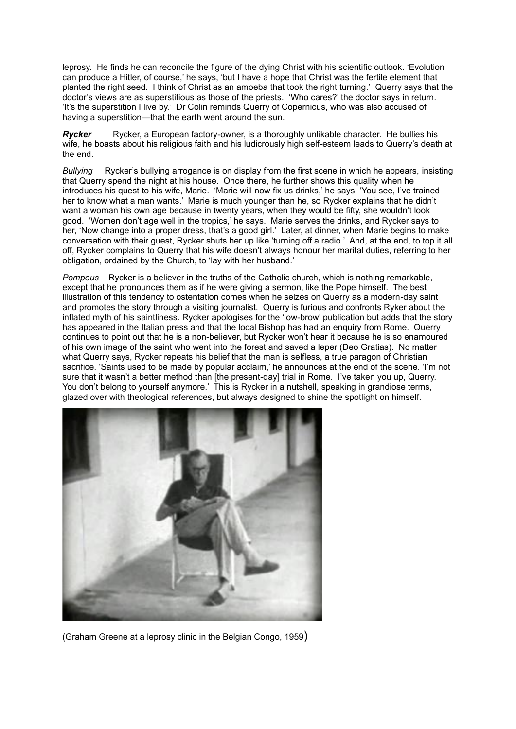leprosy. He finds he can reconcile the figure of the dying Christ with his scientific outlook. 'Evolution can produce a Hitler, of course,' he says, 'but I have a hope that Christ was the fertile element that planted the right seed. I think of Christ as an amoeba that took the right turning.' Querry says that the doctor's views are as superstitious as those of the priests. 'Who cares?' the doctor says in return. 'It's the superstition I live by.' Dr Colin reminds Querry of Copernicus, who was also accused of having a superstition—that the earth went around the sun.

***Rycker*** Rycker, a European factory-owner, is a thoroughly unlikable character. He bullies his wife, he boasts about his religious faith and his ludicrously high self-esteem leads to Querry's death at the end.

*Bullying* Rycker's bullying arrogance is on display from the first scene in which he appears, insisting that Querry spend the night at his house. Once there, he further shows this quality when he introduces his quest to his wife, Marie. 'Marie will now fix us drinks,' he says, 'You see, I've trained her to know what a man wants.' Marie is much younger than he, so Rycker explains that he didn't want a woman his own age because in twenty years, when they would be fifty, she wouldn't look good. 'Women don't age well in the tropics,' he says. Marie serves the drinks, and Rycker says to her, 'Now change into a proper dress, that's a good girl.' Later, at dinner, when Marie begins to make conversation with their guest, Rycker shuts her up like 'turning off a radio.' And, at the end, to top it all off, Rycker complains to Querry that his wife doesn't always honour her marital duties, referring to her obligation, ordained by the Church, to 'lay with her husband.'

*Pompous* Rycker is a believer in the truths of the Catholic church, which is nothing remarkable, except that he pronounces them as if he were giving a sermon, like the Pope himself. The best illustration of this tendency to ostentation comes when he seizes on Querry as a modern-day saint and promotes the story through a visiting journalist. Querry is furious and confronts Ryker about the inflated myth of his saintliness. Rycker apologises for the 'low-brow' publication but adds that the story has appeared in the Italian press and that the local Bishop has had an enquiry from Rome. Querry continues to point out that he is a non-believer, but Rycker won't hear it because he is so enamoured of his own image of the saint who went into the forest and saved a leper (Deo Gratias). No matter what Querry says, Rycker repeats his belief that the man is selfless, a true paragon of Christian sacrifice. 'Saints used to be made by popular acclaim,' he announces at the end of the scene. 'I'm not sure that it wasn't a better method than [the present-day] trial in Rome. I've taken you up, Querry. You don't belong to yourself anymore.' This is Rycker in a nutshell, speaking in grandiose terms, glazed over with theological references, but always designed to shine the spotlight on himself.

(Graham Greene at a leprosy clinic in the Belgian Congo, 1959)